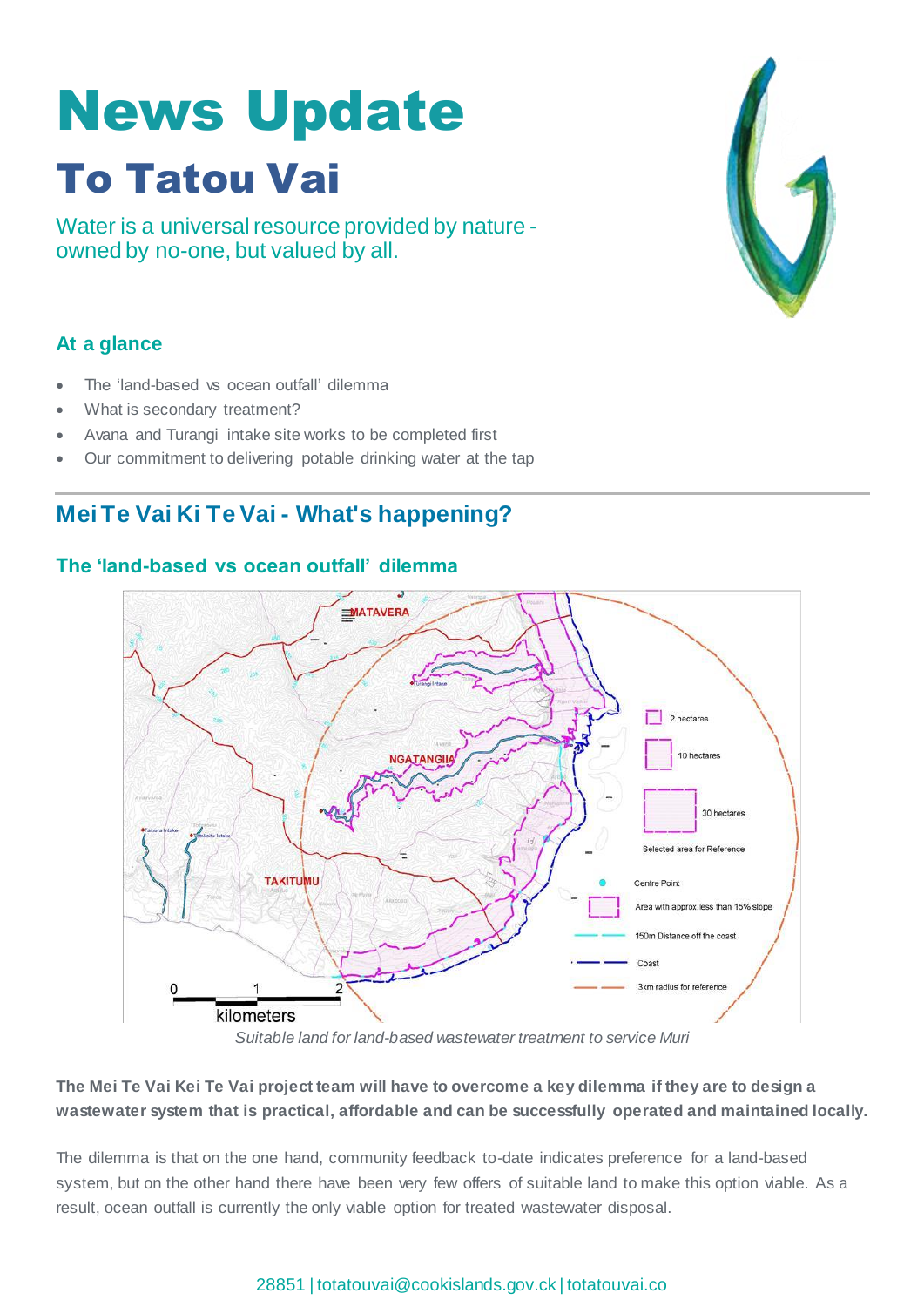# News Update

# To Tatou Vai

Water is a universal resource provided by nature - owned by no-one, but valued by all.

### At a glance

- The 'land-based vs ocean outfall' dilemma
- What is secondary treatment?
- Avana and Turangi intake site works to be completed first
- Our commitment to delivering potable drinking water at the tap

## Mei Te Vai Ki Te Vai - What's happening?

### The 'land-based vs ocean outfall' dilemma

*Suitable land for land-based wastewater treatment to service Muri*

**The Mei Te Vai Kei Te Vai project team will have to overcome a key dilemma if they are to design a wastewater system that is practical, affordable and can be successfully operated and maintained locally.**

The dilemma is that on the one hand, community feedback to-date indicates preference for a land-based system, but on the other hand there have been very few offers of suitable land to make this option viable. As a result, ocean outfall is currently the only viable option for treated wastewater disposal.

28851 | totatouvai@cookislands.gov.ck | totatouvai.co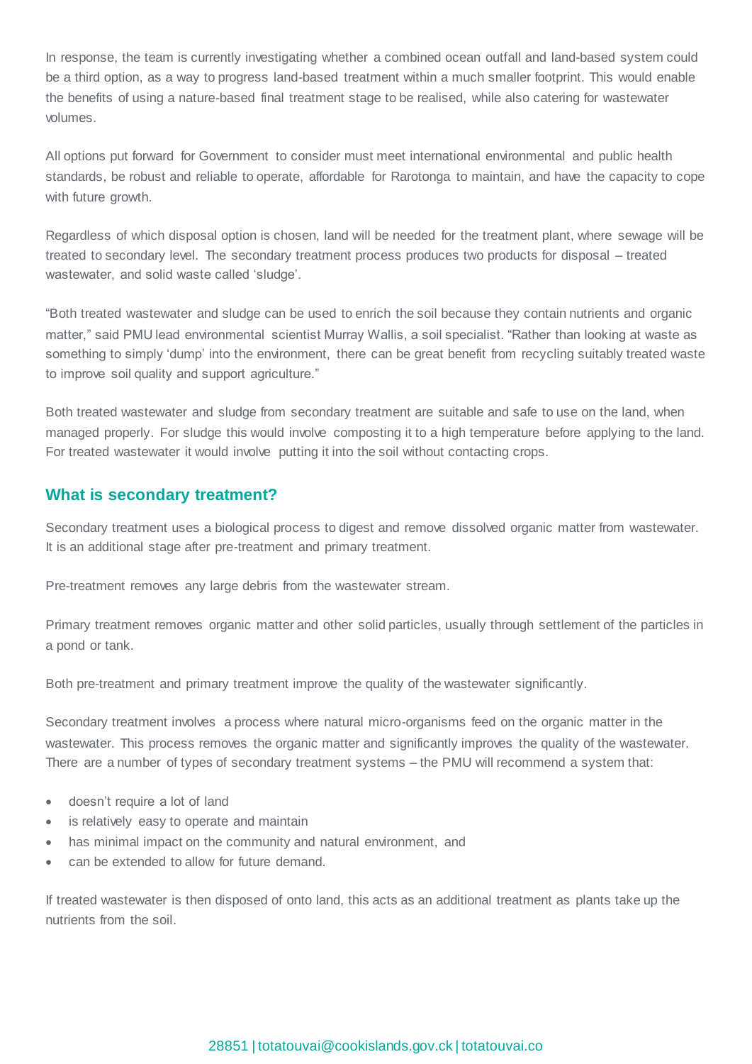In response, the team is currently investigating whether a combined ocean outfall and land-based system could be a third option, as a way to progress land-based treatment within a much smaller footprint. This would enable the benefits of using a nature-based final treatment stage to be realised, while also catering for wastewater volumes.

All options put forward for Government to consider must meet international environmental and public health standards, be robust and reliable to operate, affordable for Rarotonga to maintain, and have the capacity to cope with future growth.

Regardless of which disposal option is chosen, land will be needed for the treatment plant, where sewage will be treated to secondary level. The secondary treatment process produces two products for disposal – treated wastewater, and solid waste called 'sludge'.

"Both treated wastewater and sludge can be used to enrich the soil because they contain nutrients and organic matter," said PMU lead environmental scientist Murray Wallis, a soil specialist. "Rather than looking at waste as something to simply 'dump' into the environment, there can be great benefit from recycling suitably treated waste to improve soil quality and support agriculture."

Both treated wastewater and sludge from secondary treatment are suitable and safe to use on the land, when managed properly. For sludge this would involve composting it to a high temperature before applying to the land. For treated wastewater it would involve putting it into the soil without contacting crops.

## What is secondary treatment?

Secondary treatment uses a biological process to digest and remove dissolved organic matter from wastewater. It is an additional stage after pre-treatment and primary treatment.

Pre-treatment removes any large debris from the wastewater stream.

Primary treatment removes organic matter and other solid particles, usually through settlement of the particles in a pond or tank.

Both pre-treatment and primary treatment improve the quality of the wastewater significantly.

Secondary treatment involves a process where natural micro-organisms feed on the organic matter in the wastewater. This process removes the organic matter and significantly improves the quality of the wastewater. There are a number of types of secondary treatment systems – the PMU will recommend a system that:

- doesn't require a lot of land
- is relatively easy to operate and maintain
- has minimal impact on the community and natural environment, and
- can be extended to allow for future demand.

If treated wastewater is then disposed of onto land, this acts as an additional treatment as plants take up the nutrients from the soil.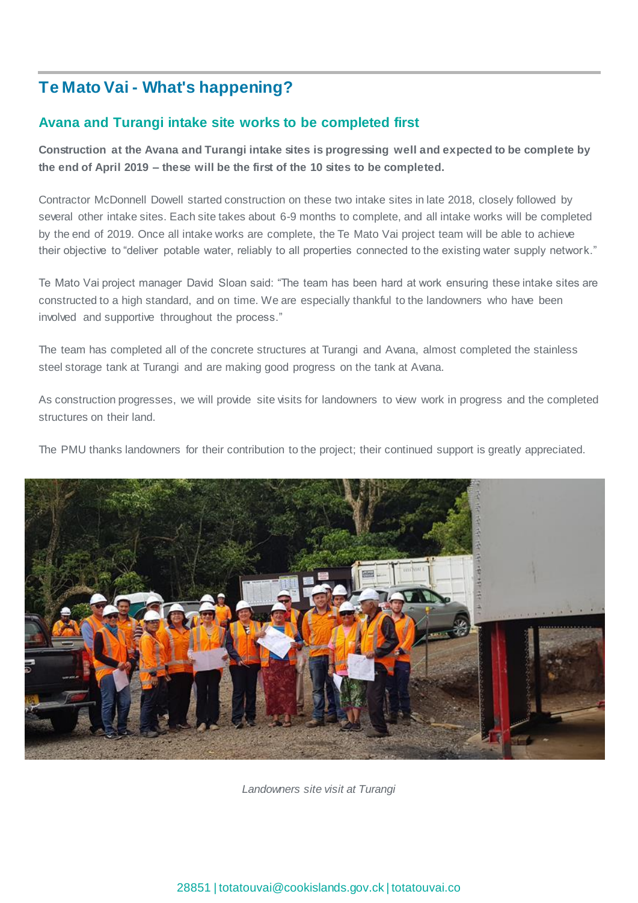## Te Mato Vai - What's happening?

### Avana and Turangi intake site works to be completed first

**Construction at the Avana and Turangi intake sites is progressing well and expected to be complete by the end of April 2019 – these will be the first of the 10 sites to be completed.**

Contractor McDonnell Dowell started construction on these two intake sites in late 2018, closely followed by several other intake sites. Each site takes about 6-9 months to complete, and all intake works will be completed by the end of 2019. Once all intake works are complete, the Te Mato Vai project team will be able to achieve their objective to "deliver potable water, reliably to all properties connected to the existing water supply network."

Te Mato Vai project manager David Sloan said: "The team has been hard at work ensuring these intake sites are constructed to a high standard, and on time. We are especially thankful to the landowners who have been involved and supportive throughout the process."

The team has completed all of the concrete structures at Turangi and Avana, almost completed the stainless steel storage tank at Turangi and are making good progress on the tank at Avana.

As construction progresses, we will provide site visits for landowners to view work in progress and the completed structures on their land.

The PMU thanks landowners for their contribution to the project; their continued support is greatly appreciated.

*Landowners site visit at Turangi*

28851 | totatouvai@cookislands.gov.ck | totatouvai.co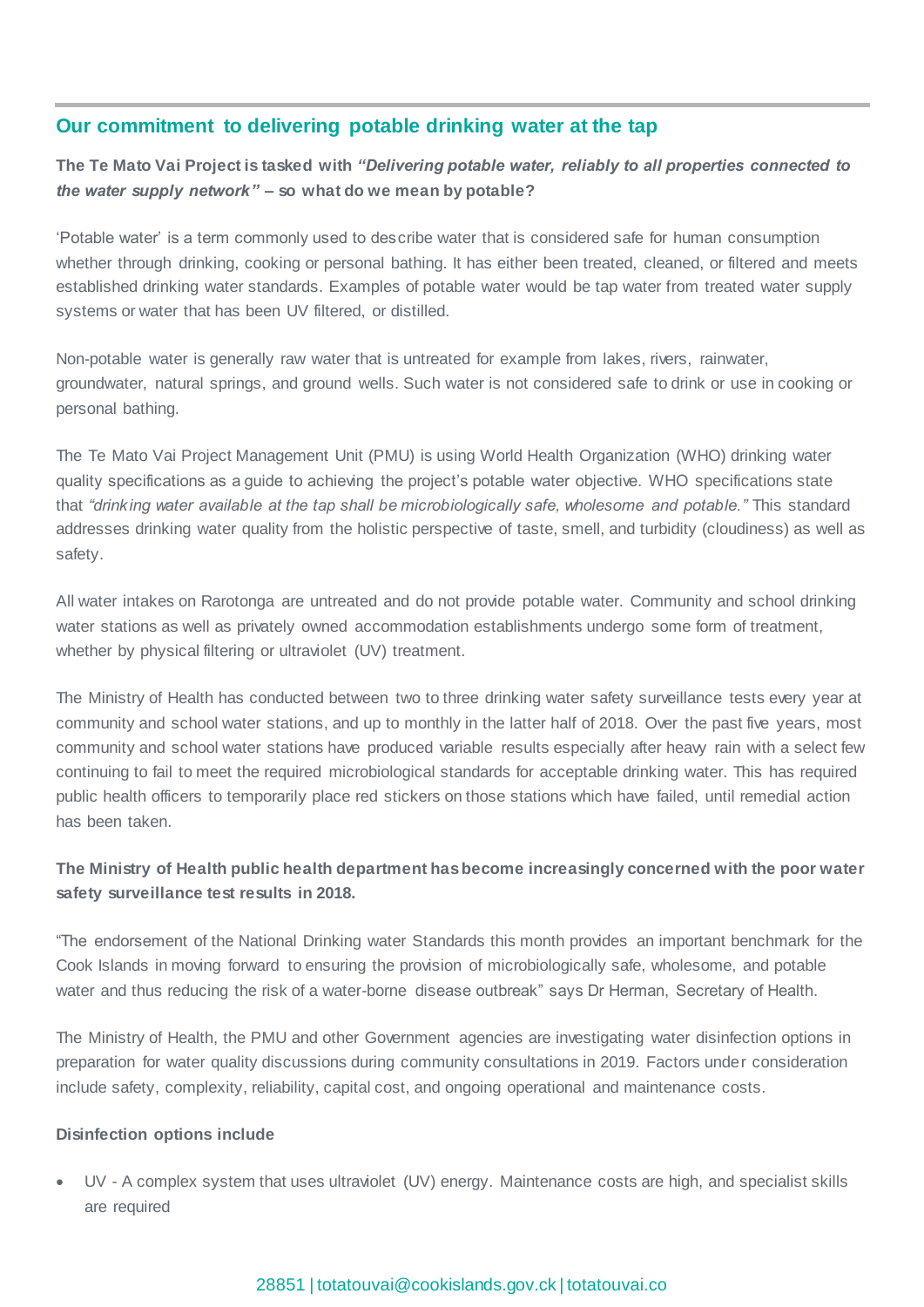## Our commitment to delivering potable drinking water at the tap

**The Te Mato Vai Project is tasked with *"Delivering potable water, reliably to all properties connected to the water supply network"* – so what do we mean by potable?**

'Potable water' is a term commonly used to describe water that is considered safe for human consumption whether through drinking, cooking or personal bathing. It has either been treated, cleaned, or filtered and meets established drinking water standards. Examples of potable water would be tap water from treated water supply systems or water that has been UV filtered, or distilled.

Non-potable water is generally raw water that is untreated for example from lakes, rivers, rainwater, groundwater, natural springs, and ground wells. Such water is not considered safe to drink or use in cooking or personal bathing.

The Te Mato Vai Project Management Unit (PMU) is using World Health Organization (WHO) drinking water quality specifications as a guide to achieving the project's potable water objective. WHO specifications state that *"drinking water available at the tap shall be microbiologically safe, wholesome and potable."* This standard addresses drinking water quality from the holistic perspective of taste, smell, and turbidity (cloudiness) as well as safety.

All water intakes on Rarotonga are untreated and do not provide potable water. Community and school drinking water stations as well as privately owned accommodation establishments undergo some form of treatment, whether by physical filtering or ultraviolet (UV) treatment.

The Ministry of Health has conducted between two to three drinking water safety surveillance tests every year at community and school water stations, and up to monthly in the latter half of 2018. Over the past five years, most community and school water stations have produced variable results especially after heavy rain with a select few continuing to fail to meet the required microbiological standards for acceptable drinking water. This has required public health officers to temporarily place red stickers on those stations which have failed, until remedial action has been taken.

**The Ministry of Health public health department has become increasingly concerned with the poor water safety surveillance test results in 2018.**

"The endorsement of the National Drinking water Standards this month provides an important benchmark for the Cook Islands in moving forward to ensuring the provision of microbiologically safe, wholesome, and potable water and thus reducing the risk of a water-borne disease outbreak" says Dr Herman, Secretary of Health.

The Ministry of Health, the PMU and other Government agencies are investigating water disinfection options in preparation for water quality discussions during community consultations in 2019. Factors under consideration include safety, complexity, reliability, capital cost, and ongoing operational and maintenance costs.

**Disinfection options include**

- UV - A complex system that uses ultraviolet (UV) energy. Maintenance costs are high, and specialist skills are required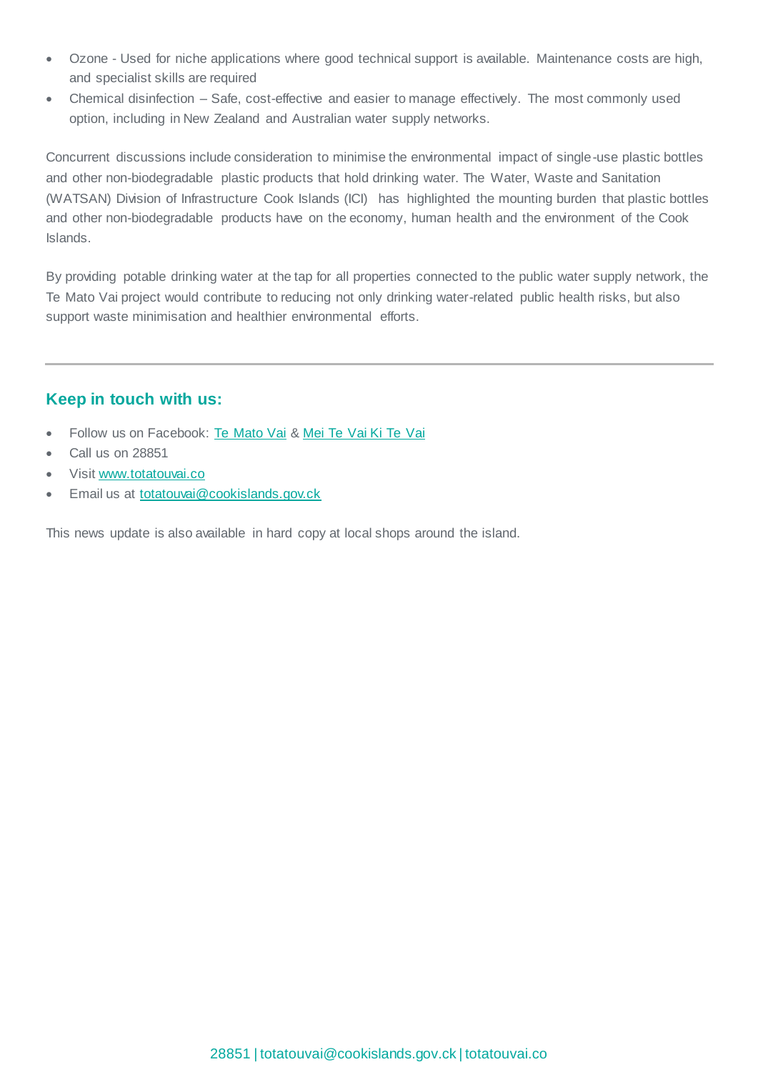- Ozone - Used for niche applications where good technical support is available. Maintenance costs are high, and specialist skills are required
- Chemical disinfection – Safe, cost-effective and easier to manage effectively. The most commonly used option, including in New Zealand and Australian water supply networks.

Concurrent discussions include consideration to minimise the environmental impact of single-use plastic bottles and other non-biodegradable plastic products that hold drinking water. The Water, Waste and Sanitation (WATSAN) Division of Infrastructure Cook Islands (ICI) has highlighted the mounting burden that plastic bottles and other non-biodegradable products have on the economy, human health and the environment of the Cook Islands.

By providing potable drinking water at the tap for all properties connected to the public water supply network, the Te Mato Vai project would contribute to reducing not only drinking water-related public health risks, but also support waste minimisation and healthier environmental efforts.

---

## Keep in touch with us:

- Follow us on Facebook: Te Mato Vai & Mei Te Vai Ki Te Vai
- Call us on 28851
- Visit www.totatouvai.co
- Email us at totatouvai@cookislands.gov.ck

This news update is also available in hard copy at local shops around the island.